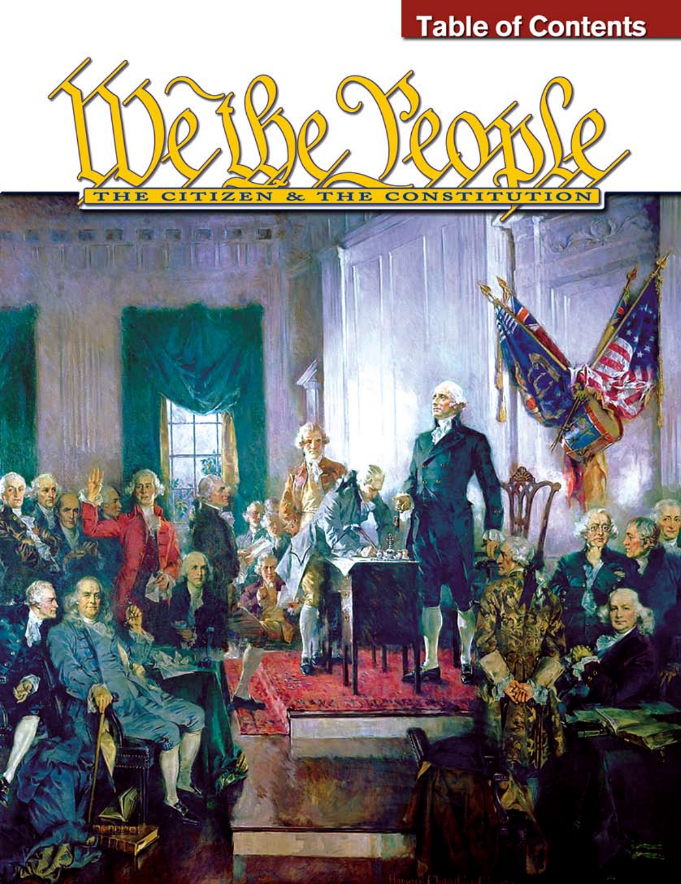Table of Contents

# We the People

## THE CITIZEN & THE CONSTITUTION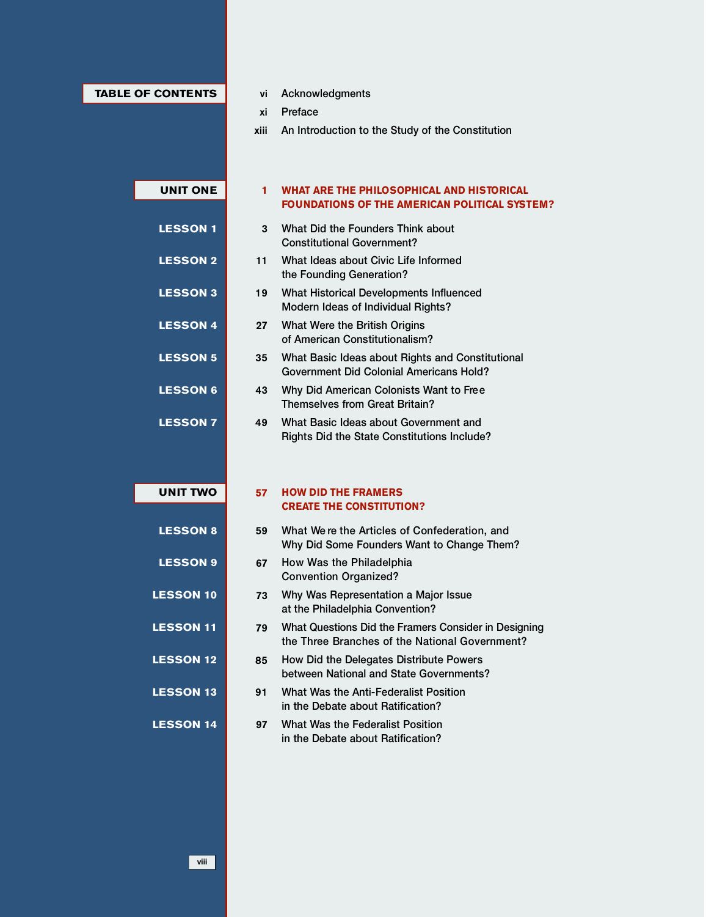## TABLE OF CONTENTS

vi Acknowledgments

xi Preface

xiii An Introduction to the Study of the Constitution

## UNIT ONE

**1 WHAT ARE THE PHILOSOPHICAL AND HISTORICAL FOUNDATIONS OF THE AMERICAN POLITICAL SYSTEM?**

**LESSON 1** — 3 What Did the Founders Think about Constitutional Government?

**LESSON 2** — 11 What Ideas about Civic Life Informed the Founding Generation?

**LESSON 3** — 19 What Historical Developments Influenced Modern Ideas of Individual Rights?

**LESSON 4** — 27 What Were the British Origins of American Constitutionalism?

**LESSON 5** — 35 What Basic Ideas about Rights and Constitutional Government Did Colonial Americans Hold?

**LESSON 6** — 43 Why Did American Colonists Want to Free Themselves from Great Britain?

**LESSON 7** — 49 What Basic Ideas about Government and Rights Did the State Constitutions Include?

## UNIT TWO

**57 HOW DID THE FRAMERS CREATE THE CONSTITUTION?**

**LESSON 8** — 59 What Were the Articles of Confederation, and Why Did Some Founders Want to Change Them?

**LESSON 9** — 67 How Was the Philadelphia Convention Organized?

**LESSON 10** — 73 Why Was Representation a Major Issue at the Philadelphia Convention?

**LESSON 11** — 79 What Questions Did the Framers Consider in Designing the Three Branches of the National Government?

**LESSON 12** — 85 How Did the Delegates Distribute Powers between National and State Governments?

**LESSON 13** — 91 What Was the Anti-Federalist Position in the Debate about Ratification?

**LESSON 14** — 97 What Was the Federalist Position in the Debate about Ratification?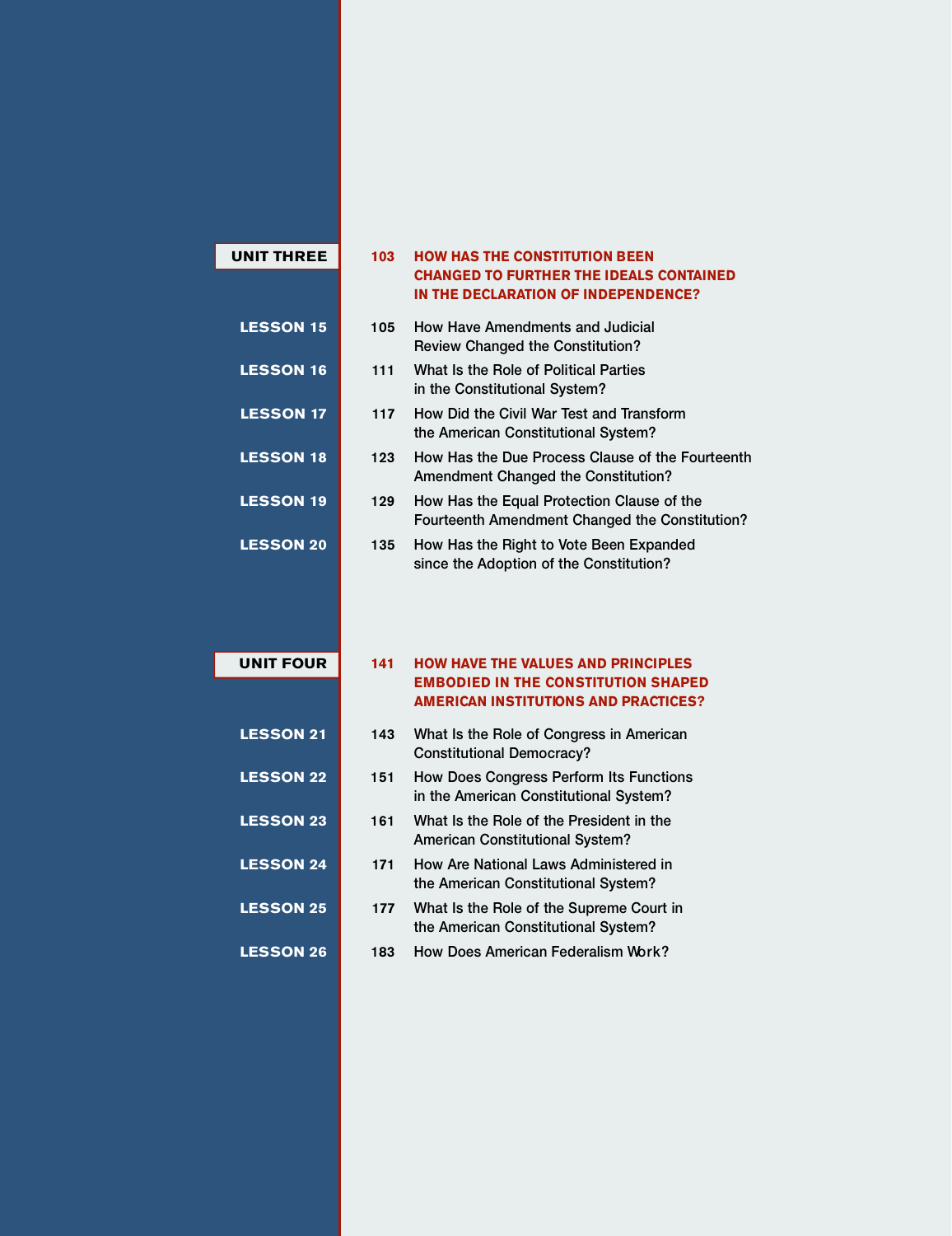## UNIT THREE

**103 HOW HAS THE CONSTITUTION BEEN CHANGED TO FURTHER THE IDEALS CONTAINED IN THE DECLARATION OF INDEPENDENCE?**

| | | |
|---|---|---|
| **LESSON 15** | 105 | How Have Amendments and Judicial Review Changed the Constitution? |
| **LESSON 16** | 111 | What Is the Role of Political Parties in the Constitutional System? |
| **LESSON 17** | 117 | How Did the Civil War Test and Transform the American Constitutional System? |
| **LESSON 18** | 123 | How Has the Due Process Clause of the Fourteenth Amendment Changed the Constitution? |
| **LESSON 19** | 129 | How Has the Equal Protection Clause of the Fourteenth Amendment Changed the Constitution? |
| **LESSON 20** | 135 | How Has the Right to Vote Been Expanded since the Adoption of the Constitution? |

## UNIT FOUR

**141 HOW HAVE THE VALUES AND PRINCIPLES EMBODIED IN THE CONSTITUTION SHAPED AMERICAN INSTITUTIONS AND PRACTICES?**

| | | |
|---|---|---|
| **LESSON 21** | 143 | What Is the Role of Congress in American Constitutional Democracy? |
| **LESSON 22** | 151 | How Does Congress Perform Its Functions in the American Constitutional System? |
| **LESSON 23** | 161 | What Is the Role of the President in the American Constitutional System? |
| **LESSON 24** | 171 | How Are National Laws Administered in the American Constitutional System? |
| **LESSON 25** | 177 | What Is the Role of the Supreme Court in the American Constitutional System? |
| **LESSON 26** | 183 | How Does American Federalism Work? |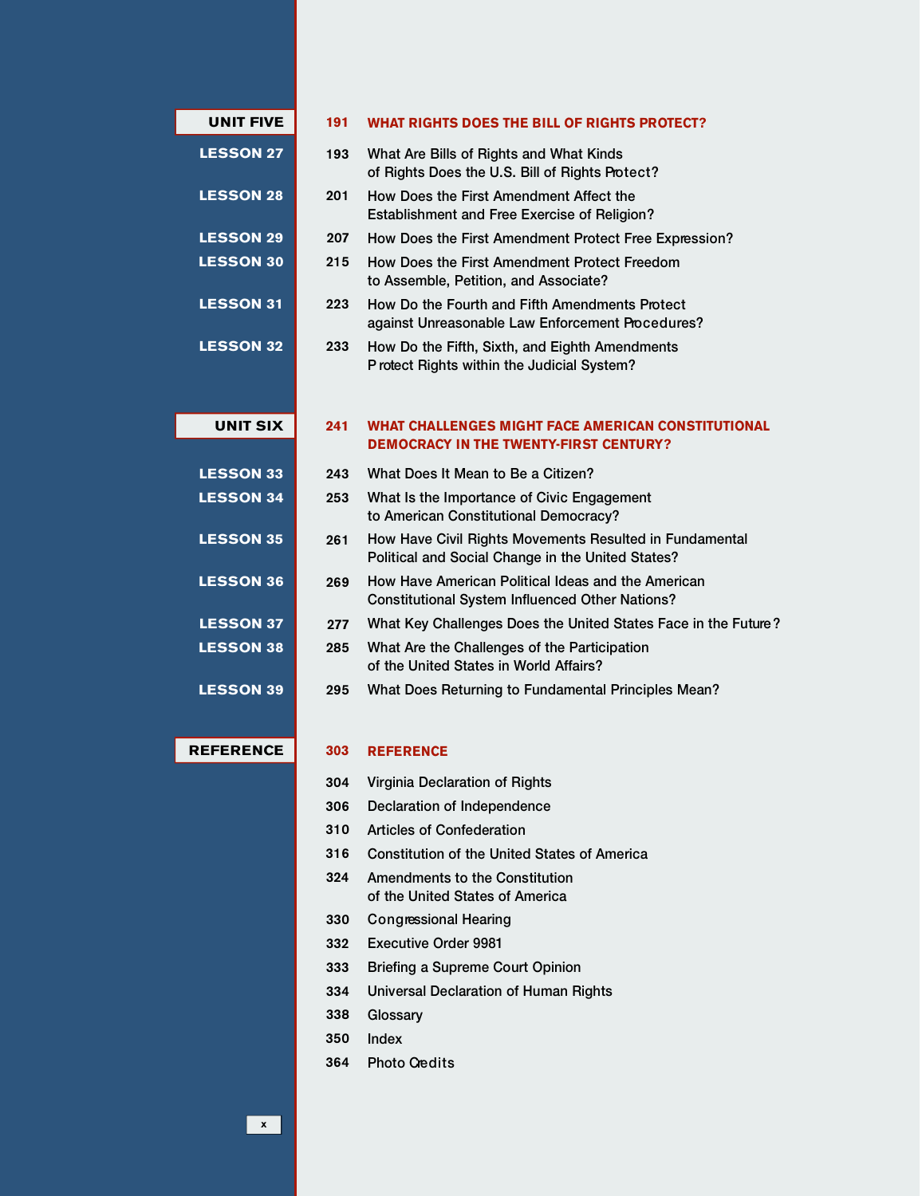## UNIT FIVE

**191 WHAT RIGHTS DOES THE BILL OF RIGHTS PROTECT?**

| | | |
|---|---|---|
| LESSON 27 | 193 | What Are Bills of Rights and What Kinds of Rights Does the U.S. Bill of Rights Protect? |
| LESSON 28 | 201 | How Does the First Amendment Affect the Establishment and Free Exercise of Religion? |
| LESSON 29 | 207 | How Does the First Amendment Protect Free Expression? |
| LESSON 30 | 215 | How Does the First Amendment Protect Freedom to Assemble, Petition, and Associate? |
| LESSON 31 | 223 | How Do the Fourth and Fifth Amendments Protect against Unreasonable Law Enforcement Procedures? |
| LESSON 32 | 233 | How Do the Fifth, Sixth, and Eighth Amendments Protect Rights within the Judicial System? |

## UNIT SIX

**241 WHAT CHALLENGES MIGHT FACE AMERICAN CONSTITUTIONAL DEMOCRACY IN THE TWENTY-FIRST CENTURY?**

| | | |
|---|---|---|
| LESSON 33 | 243 | What Does It Mean to Be a Citizen? |
| LESSON 34 | 253 | What Is the Importance of Civic Engagement to American Constitutional Democracy? |
| LESSON 35 | 261 | How Have Civil Rights Movements Resulted in Fundamental Political and Social Change in the United States? |
| LESSON 36 | 269 | How Have American Political Ideas and the American Constitutional System Influenced Other Nations? |
| LESSON 37 | 277 | What Key Challenges Does the United States Face in the Future? |
| LESSON 38 | 285 | What Are the Challenges of the Participation of the United States in World Affairs? |
| LESSON 39 | 295 | What Does Returning to Fundamental Principles Mean? |

## REFERENCE

**303 REFERENCE**

| | |
|---|---|
| 304 | Virginia Declaration of Rights |
| 306 | Declaration of Independence |
| 310 | Articles of Confederation |
| 316 | Constitution of the United States of America |
| 324 | Amendments to the Constitution of the United States of America |
| 330 | Congressional Hearing |
| 332 | Executive Order 9981 |
| 333 | Briefing a Supreme Court Opinion |
| 334 | Universal Declaration of Human Rights |
| 338 | Glossary |
| 350 | Index |
| 364 | Photo Credits |